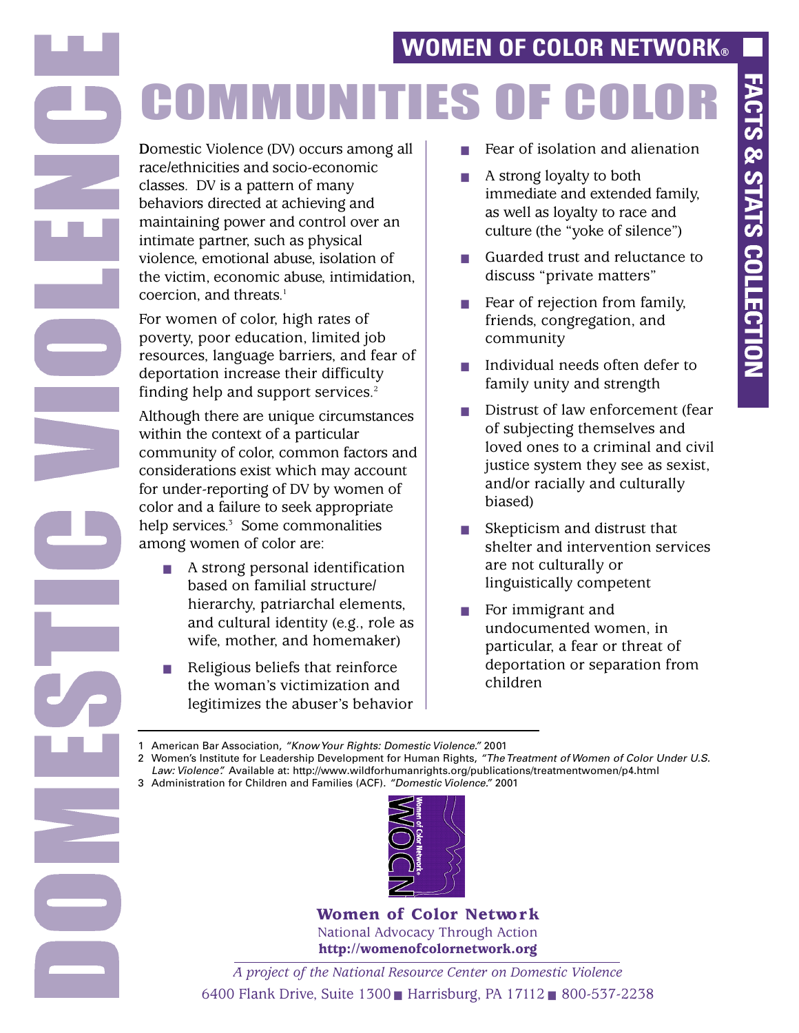# WOMEN OF COLOR NETWORK®

# DOMESTIC VIOLENCE

# COMMUNITIES OF COLOR

## FACTS & STATS COLLECTION

Domestic Violence (DV) occurs among all race/ethnicities and socio-economic classes. DV is a pattern of many behaviors directed at achieving and maintaining power and control over an intimate partner, such as physical violence, emotional abuse, isolation of the victim, economic abuse, intimidation, coercion, and threats.[1]

For women of color, high rates of poverty, poor education, limited job resources, language barriers, and fear of deportation increase their difficulty finding help and support services.[2]

Although there are unique circumstances within the context of a particular community of color, common factors and considerations exist which may account for under-reporting of DV by women of color and a failure to seek appropriate help services.[3] Some commonalities among women of color are:

- A strong personal identification based on familial structure/hierarchy, patriarchal elements, and cultural identity (e.g., role as wife, mother, and homemaker)
- Religious beliefs that reinforce the woman's victimization and legitimizes the abuser's behavior
- Fear of isolation and alienation
- A strong loyalty to both immediate and extended family, as well as loyalty to race and culture (the "yoke of silence")
- Guarded trust and reluctance to discuss "private matters"
- Fear of rejection from family, friends, congregation, and community
- Individual needs often defer to family unity and strength
- Distrust of law enforcement (fear of subjecting themselves and loved ones to a criminal and civil justice system they see as sexist, and/or racially and culturally biased)
- Skepticism and distrust that shelter and intervention services are not culturally or linguistically competent
- For immigrant and undocumented women, in particular, a fear or threat of deportation or separation from children

---

1 American Bar Association, *"Know Your Rights: Domestic Violence."* 2001

2 Women's Institute for Leadership Development for Human Rights, *"The Treatment of Women of Color Under U.S. Law: Violence".* Available at: http://www.wildforhumanrights.org/publications/treatmentwomen/p4.html

3 Administration for Children and Families (ACF). *"Domestic Violence."* 2001

**Women of Color Network**
National Advocacy Through Action
**http://womenofcolornetwork.org**

*A project of the National Resource Center on Domestic Violence*
6400 Flank Drive, Suite 1300 ■ Harrisburg, PA 17112 ■ 800-537-2238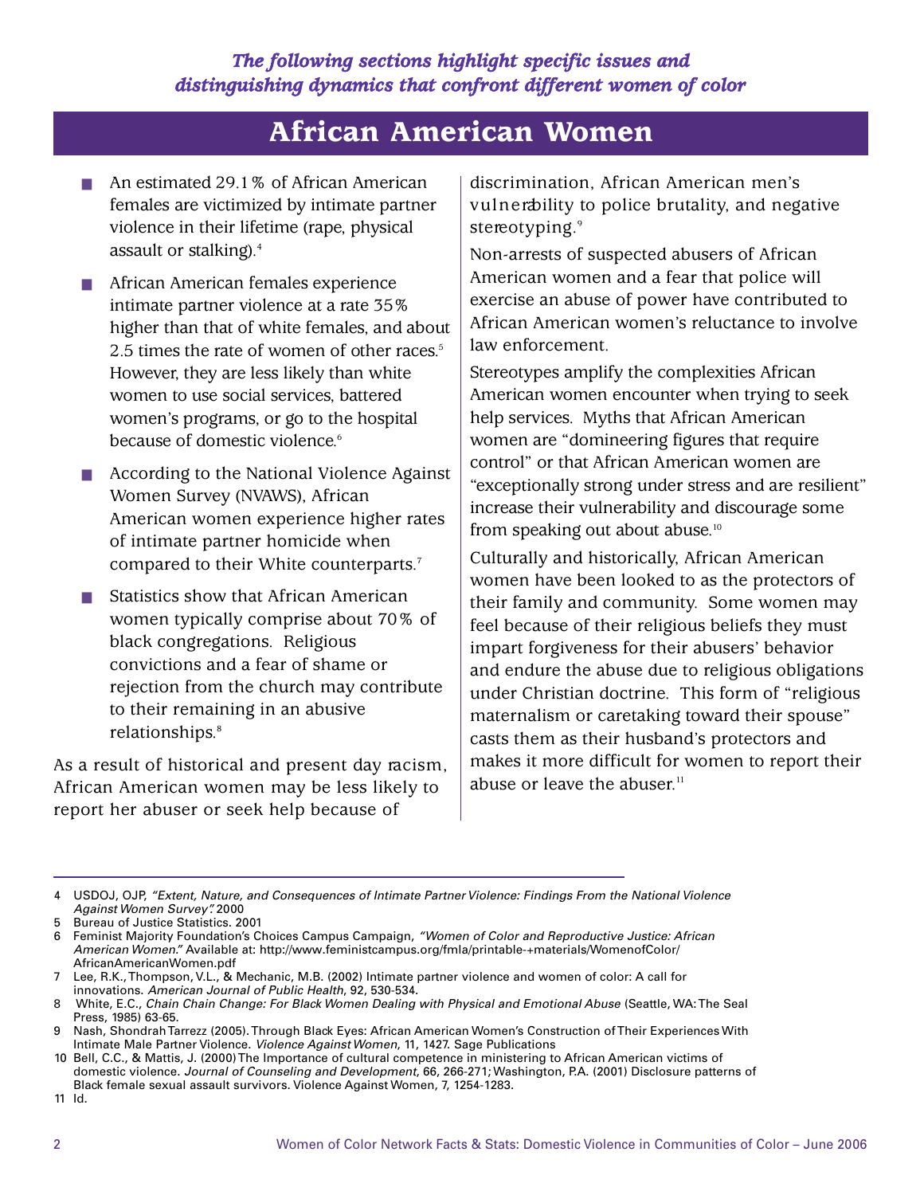*The following sections highlight specific issues and distinguishing dynamics that confront different women of color*

# African American Women

- An estimated 29.1% of African American females are victimized by intimate partner violence in their lifetime (rape, physical assault or stalking).[4]
- African American females experience intimate partner violence at a rate 35% higher than that of white females, and about 2.5 times the rate of women of other races.[5] However, they are less likely than white women to use social services, battered women's programs, or go to the hospital because of domestic violence.[6]
- According to the National Violence Against Women Survey (NVAWS), African American women experience higher rates of intimate partner homicide when compared to their White counterparts.[7]
- Statistics show that African American women typically comprise about 70% of black congregations. Religious convictions and a fear of shame or rejection from the church may contribute to their remaining in an abusive relationships.[8]

As a result of historical and present day racism, African American women may be less likely to report her abuser or seek help because of discrimination, African American men's vulnerability to police brutality, and negative stereotyping.[9]

Non-arrests of suspected abusers of African American women and a fear that police will exercise an abuse of power have contributed to African American women's reluctance to involve law enforcement.

Stereotypes amplify the complexities African American women encounter when trying to seek help services. Myths that African American women are "domineering figures that require control" or that African American women are "exceptionally strong under stress and are resilient" increase their vulnerability and discourage some from speaking out about abuse.[10]

Culturally and historically, African American women have been looked to as the protectors of their family and community. Some women may feel because of their religious beliefs they must impart forgiveness for their abusers' behavior and endure the abuse due to religious obligations under Christian doctrine. This form of "religious maternalism or caretaking toward their spouse" casts them as their husband's protectors and makes it more difficult for women to report their abuse or leave the abuser.[11]

---

4 USDOJ, OJP, *"Extent, Nature, and Consequences of Intimate Partner Violence: Findings From the National Violence Against Women Survey".* 2000

5 Bureau of Justice Statistics. 2001

6 Feminist Majority Foundation's Choices Campus Campaign, *"Women of Color and Reproductive Justice: African American Women."* Available at: http://www.feministcampus.org/fmla/printable-+materials/WomenofColor/AfricanAmericanWomen.pdf

7 Lee, R.K., Thompson, V.L., & Mechanic, M.B. (2002) Intimate partner violence and women of color: A call for innovations. *American Journal of Public Health*, 92, 530-534.

8 White, E.C., *Chain Chain Change: For Black Women Dealing with Physical and Emotional Abuse* (Seattle, WA: The Seal Press, 1985) 63-65.

9 Nash, Shondrah Tarrezz (2005). Through Black Eyes: African American Women's Construction of Their Experiences With Intimate Male Partner Violence. *Violence Against Women*, 11, 1427. Sage Publications

10 Bell, C.C., & Mattis, J. (2000) The Importance of cultural competence in ministering to African American victims of domestic violence. *Journal of Counseling and Development*, 66, 266-271; Washington, P.A. (2001) Disclosure patterns of Black female sexual assault survivors. Violence Against Women, 7, 1254-1283.

11 Id.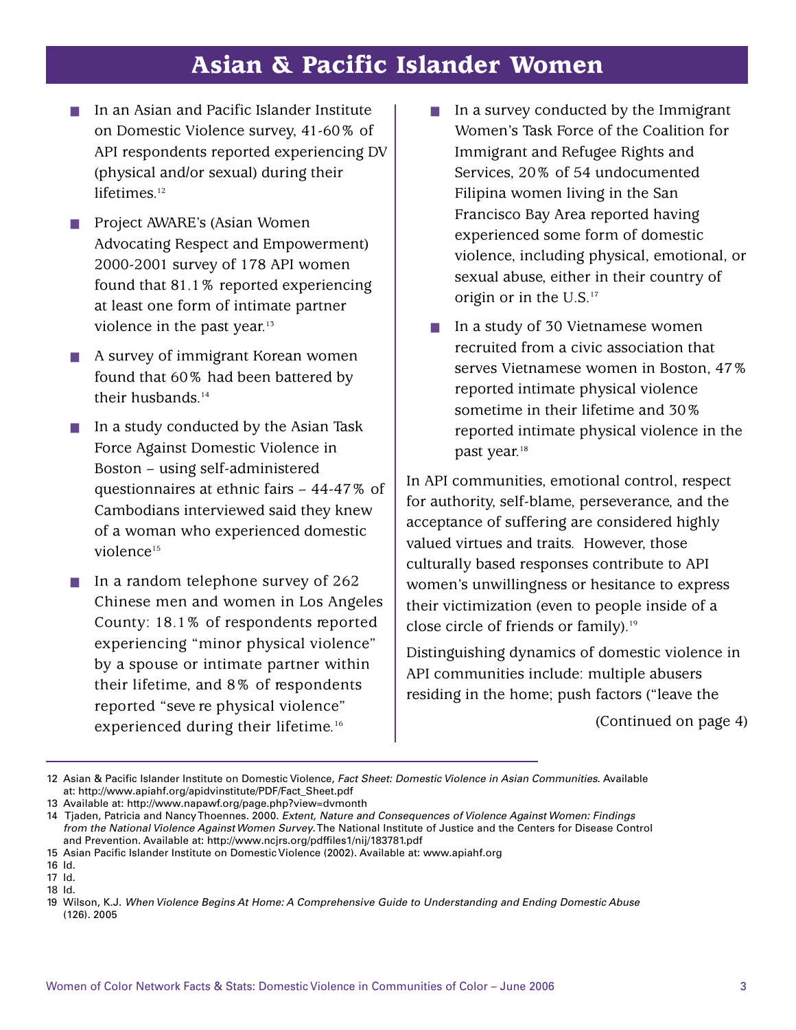# Asian & Pacific Islander Women

- In an Asian and Pacific Islander Institute on Domestic Violence survey, 41-60% of API respondents reported experiencing DV (physical and/or sexual) during their lifetimes.[12]
- Project AWARE's (Asian Women Advocating Respect and Empowerment) 2000-2001 survey of 178 API women found that 81.1% reported experiencing at least one form of intimate partner violence in the past year.[13]
- A survey of immigrant Korean women found that 60% had been battered by their husbands.[14]
- In a study conducted by the Asian Task Force Against Domestic Violence in Boston – using self-administered questionnaires at ethnic fairs – 44-47% of Cambodians interviewed said they knew of a woman who experienced domestic violence[15]
- In a random telephone survey of 262 Chinese men and women in Los Angeles County: 18.1% of respondents reported experiencing "minor physical violence" by a spouse or intimate partner within their lifetime, and 8% of respondents reported "seve re physical violence" experienced during their lifetime.[16]
- In a survey conducted by the Immigrant Women's Task Force of the Coalition for Immigrant and Refugee Rights and Services, 20% of 54 undocumented Filipina women living in the San Francisco Bay Area reported having experienced some form of domestic violence, including physical, emotional, or sexual abuse, either in their country of origin or in the U.S.[17]
- In a study of 30 Vietnamese women recruited from a civic association that serves Vietnamese women in Boston, 47% reported intimate physical violence sometime in their lifetime and 30% reported intimate physical violence in the past year.[18]

In API communities, emotional control, respect for authority, self-blame, perseverance, and the acceptance of suffering are considered highly valued virtues and traits. However, those culturally based responses contribute to API women's unwillingness or hesitance to express their victimization (even to people inside of a close circle of friends or family).[19]

Distinguishing dynamics of domestic violence in API communities include: multiple abusers residing in the home; push factors ("leave the

(Continued on page 4)

---

12 Asian & Pacific Islander Institute on Domestic Violence, *Fact Sheet: Domestic Violence in Asian Communities*. Available at: http://www.apiahf.org/apidvinstitute/PDF/Fact_Sheet.pdf

13 Available at: http://www.napawf.org/page.php?view=dvmonth

14 Tjaden, Patricia and Nancy Thoennes. 2000. *Extent, Nature and Consequences of Violence Against Women: Findings from the National Violence Against Women Survey.* The National Institute of Justice and the Centers for Disease Control and Prevention. Available at: http://www.ncjrs.org/pdffiles1/nij/183781.pdf

15 Asian Pacific Islander Institute on Domestic Violence (2002). Available at: www.apiahf.org

16 Id.

17 Id.

18 Id.

19 Wilson, K.J. *When Violence Begins At Home: A Comprehensive Guide to Understanding and Ending Domestic Abuse* (126). 2005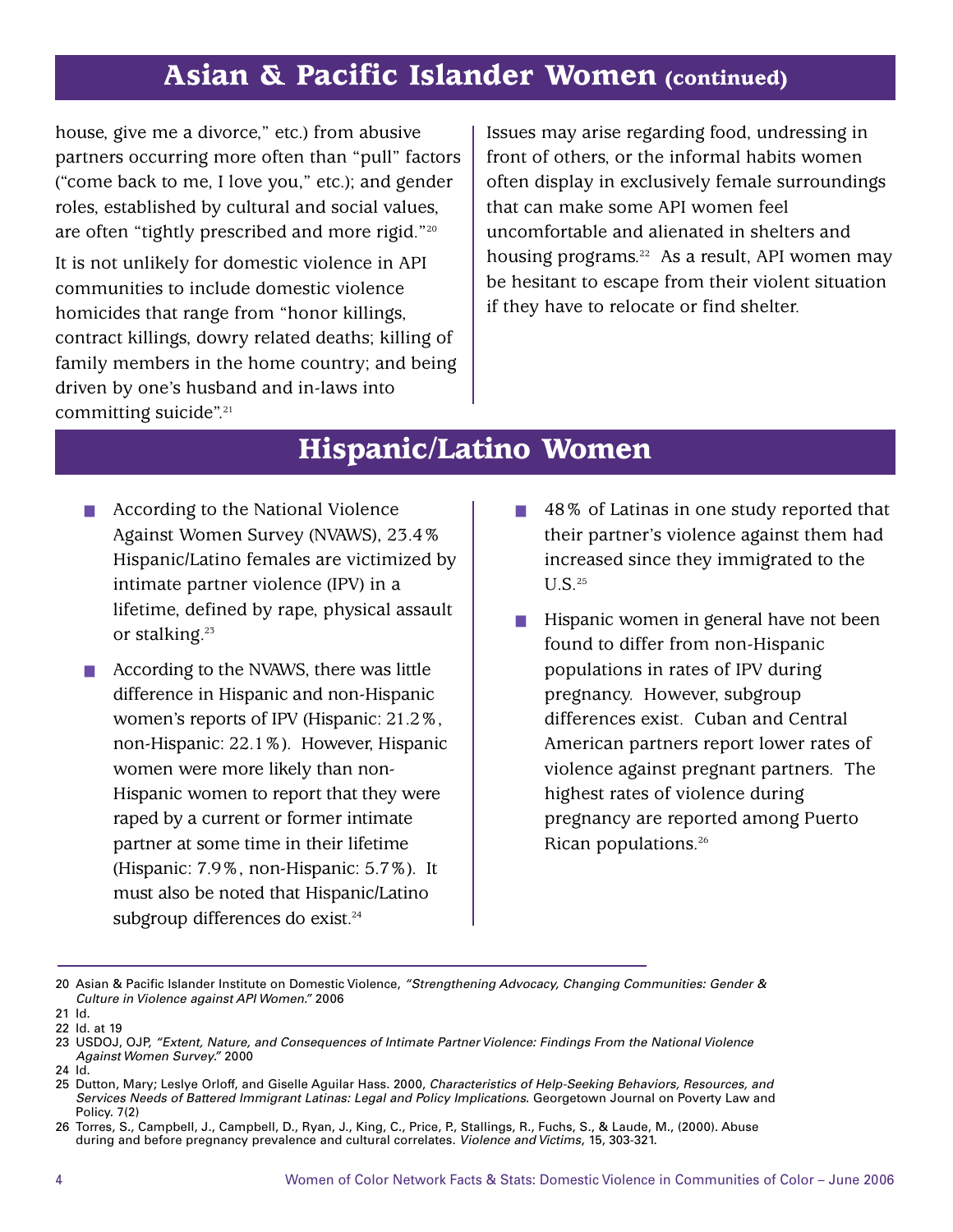## Asian & Pacific Islander Women (continued)

house, give me a divorce," etc.) from abusive partners occurring more often than "pull" factors ("come back to me, I love you," etc.); and gender roles, established by cultural and social values, are often "tightly prescribed and more rigid."[20]

It is not unlikely for domestic violence in API communities to include domestic violence homicides that range from "honor killings, contract killings, dowry related deaths; killing of family members in the home country; and being driven by one's husband and in-laws into committing suicide".[21]

Issues may arise regarding food, undressing in front of others, or the informal habits women often display in exclusively female surroundings that can make some API women feel uncomfortable and alienated in shelters and housing programs.[22] As a result, API women may be hesitant to escape from their violent situation if they have to relocate or find shelter.

## Hispanic/Latino Women

- According to the National Violence Against Women Survey (NVAWS), 23.4% Hispanic/Latino females are victimized by intimate partner violence (IPV) in a lifetime, defined by rape, physical assault or stalking.[23]
- According to the NVAWS, there was little difference in Hispanic and non-Hispanic women's reports of IPV (Hispanic: 21.2%, non-Hispanic: 22.1%). However, Hispanic women were more likely than non-Hispanic women to report that they were raped by a current or former intimate partner at some time in their lifetime (Hispanic: 7.9%, non-Hispanic: 5.7%). It must also be noted that Hispanic/Latino subgroup differences do exist.[24]
- 48% of Latinas in one study reported that their partner's violence against them had increased since they immigrated to the U.S.[25]
- Hispanic women in general have not been found to differ from non-Hispanic populations in rates of IPV during pregnancy. However, subgroup differences exist. Cuban and Central American partners report lower rates of violence against pregnant partners. The highest rates of violence during pregnancy are reported among Puerto Rican populations.[26]

---

20 Asian & Pacific Islander Institute on Domestic Violence, *"Strengthening Advocacy, Changing Communities: Gender & Culture in Violence against API Women."* 2006

21 Id.

22 Id. at 19

23 USDOJ, OJP, *"Extent, Nature, and Consequences of Intimate Partner Violence: Findings From the National Violence Against Women Survey."* 2000

24 Id.

25 Dutton, Mary; Leslye Orloff, and Giselle Aguilar Hass. 2000, *Characteristics of Help-Seeking Behaviors, Resources, and Services Needs of Battered Immigrant Latinas: Legal and Policy Implications.* Georgetown Journal on Poverty Law and Policy. 7(2)

26 Torres, S., Campbell, J., Campbell, D., Ryan, J., King, C., Price, P., Stallings, R., Fuchs, S., & Laude, M., (2000). Abuse during and before pregnancy prevalence and cultural correlates. *Violence and Victims*, 15, 303-321.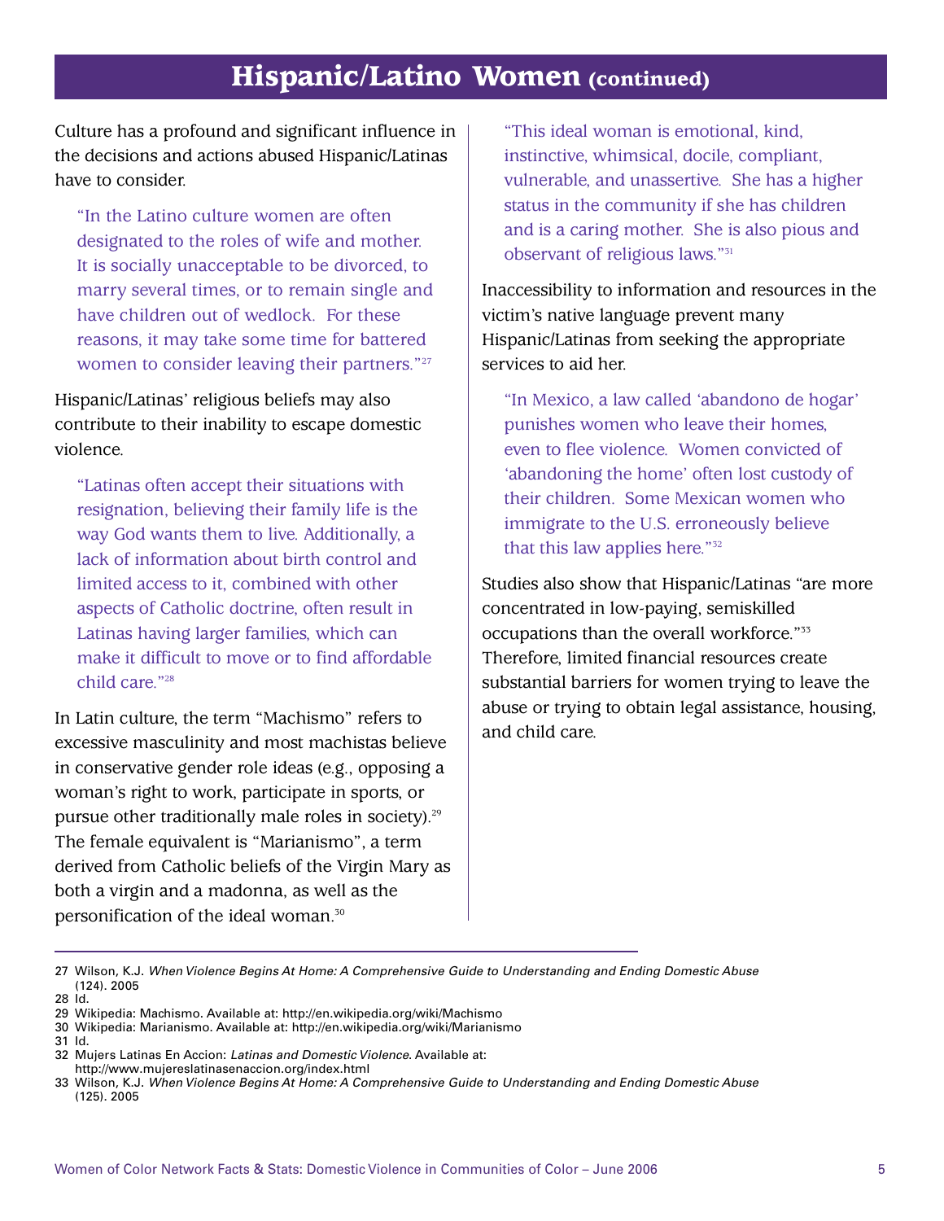## Hispanic/Latino Women (continued)

Culture has a profound and significant influence in the decisions and actions abused Hispanic/Latinas have to consider.

> "In the Latino culture women are often designated to the roles of wife and mother. It is socially unacceptable to be divorced, to marry several times, or to remain single and have children out of wedlock. For these reasons, it may take some time for battered women to consider leaving their partners."[27]

Hispanic/Latinas' religious beliefs may also contribute to their inability to escape domestic violence.

> "Latinas often accept their situations with resignation, believing their family life is the way God wants them to live. Additionally, a lack of information about birth control and limited access to it, combined with other aspects of Catholic doctrine, often result in Latinas having larger families, which can make it difficult to move or to find affordable child care."[28]

In Latin culture, the term "Machismo" refers to excessive masculinity and most machistas believe in conservative gender role ideas (e.g., opposing a woman's right to work, participate in sports, or pursue other traditionally male roles in society).[29] The female equivalent is "Marianismo", a term derived from Catholic beliefs of the Virgin Mary as both a virgin and a madonna, as well as the personification of the ideal woman.[30]

> "This ideal woman is emotional, kind, instinctive, whimsical, docile, compliant, vulnerable, and unassertive. She has a higher status in the community if she has children and is a caring mother. She is also pious and observant of religious laws."[31]

Inaccessibility to information and resources in the victim's native language prevent many Hispanic/Latinas from seeking the appropriate services to aid her.

> "In Mexico, a law called 'abandono de hogar' punishes women who leave their homes, even to flee violence. Women convicted of 'abandoning the home' often lost custody of their children. Some Mexican women who immigrate to the U.S. erroneously believe that this law applies here."[32]

Studies also show that Hispanic/Latinas "are more concentrated in low-paying, semiskilled occupations than the overall workforce."[33] Therefore, limited financial resources create substantial barriers for women trying to leave the abuse or trying to obtain legal assistance, housing, and child care.

---

27 Wilson, K.J. *When Violence Begins At Home: A Comprehensive Guide to Understanding and Ending Domestic Abuse* (124). 2005
28 Id.
29 Wikipedia: Machismo. Available at: http://en.wikipedia.org/wiki/Machismo
30 Wikipedia: Marianismo. Available at: http://en.wikipedia.org/wiki/Marianismo
31 Id.
32 Mujers Latinas En Accion: *Latinas and Domestic Violence*. Available at: http://www.mujereslatinasenaccion.org/index.html
33 Wilson, K.J. *When Violence Begins At Home: A Comprehensive Guide to Understanding and Ending Domestic Abuse* (125). 2005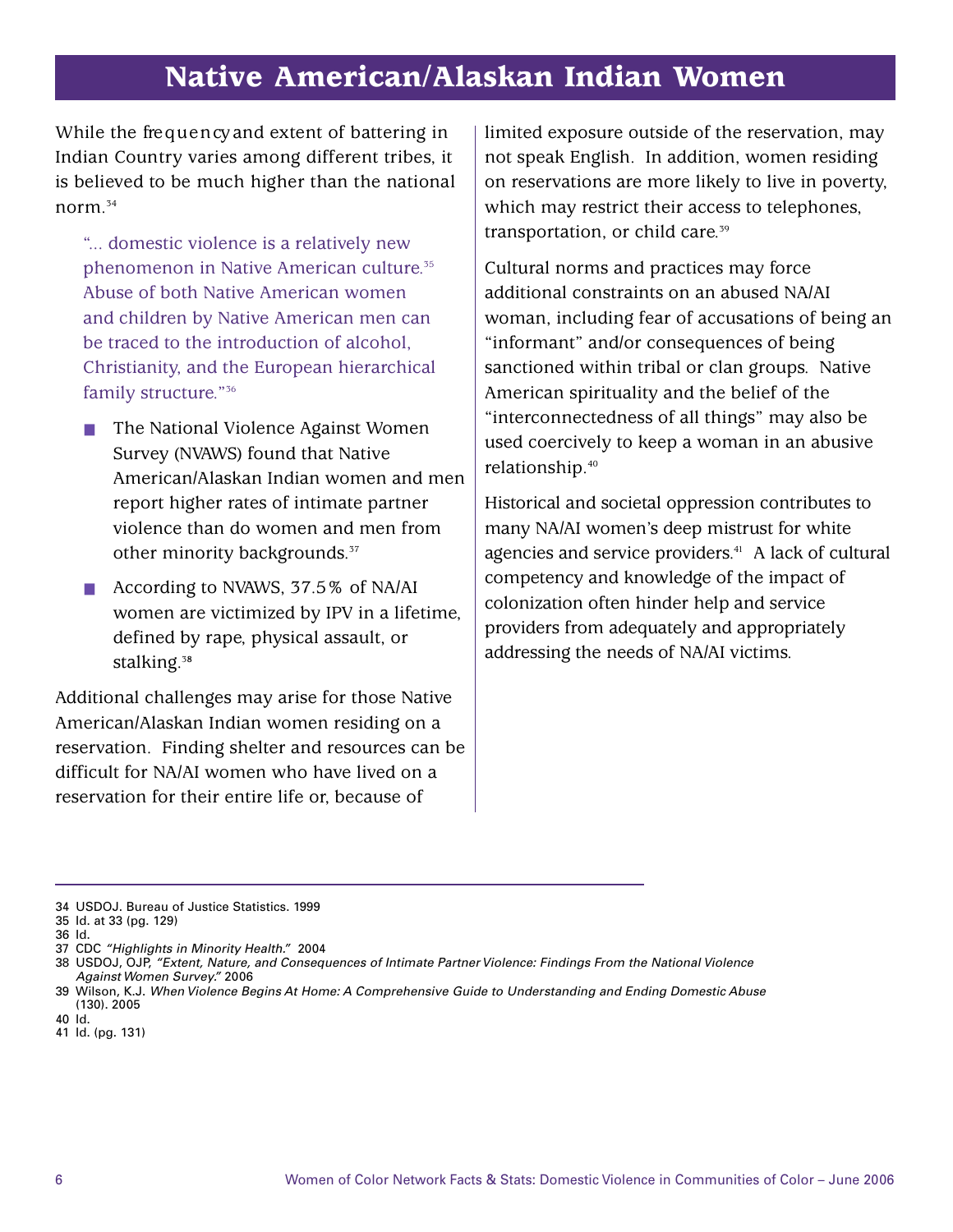## Native American/Alaskan Indian Women

While the frequency and extent of battering in Indian Country varies among different tribes, it is believed to be much higher than the national norm.[34]

> "... domestic violence is a relatively new phenomenon in Native American culture.[35] Abuse of both Native American women and children by Native American men can be traced to the introduction of alcohol, Christianity, and the European hierarchical family structure."[36]

- The National Violence Against Women Survey (NVAWS) found that Native American/Alaskan Indian women and men report higher rates of intimate partner violence than do women and men from other minority backgrounds.[37]
- According to NVAWS, 37.5% of NA/AI women are victimized by IPV in a lifetime, defined by rape, physical assault, or stalking.[38]

Additional challenges may arise for those Native American/Alaskan Indian women residing on a reservation. Finding shelter and resources can be difficult for NA/AI women who have lived on a reservation for their entire life or, because of limited exposure outside of the reservation, may not speak English. In addition, women residing on reservations are more likely to live in poverty, which may restrict their access to telephones, transportation, or child care.[39]

Cultural norms and practices may force additional constraints on an abused NA/AI woman, including fear of accusations of being an "informant" and/or consequences of being sanctioned within tribal or clan groups. Native American spirituality and the belief of the "interconnectedness of all things" may also be used coercively to keep a woman in an abusive relationship.[40]

Historical and societal oppression contributes to many NA/AI women's deep mistrust for white agencies and service providers.[41] A lack of cultural competency and knowledge of the impact of colonization often hinder help and service providers from adequately and appropriately addressing the needs of NA/AI victims.

---

34 USDOJ. Bureau of Justice Statistics. 1999
35 Id. at 33 (pg. 129)
36 Id.
37 CDC *"Highlights in Minority Health."* 2004
38 USDOJ, OJP, *"Extent, Nature, and Consequences of Intimate Partner Violence: Findings From the National Violence Against Women Survey."* 2006
39 Wilson, K.J. *When Violence Begins At Home: A Comprehensive Guide to Understanding and Ending Domestic Abuse* (130). 2005
40 Id.
41 Id. (pg. 131)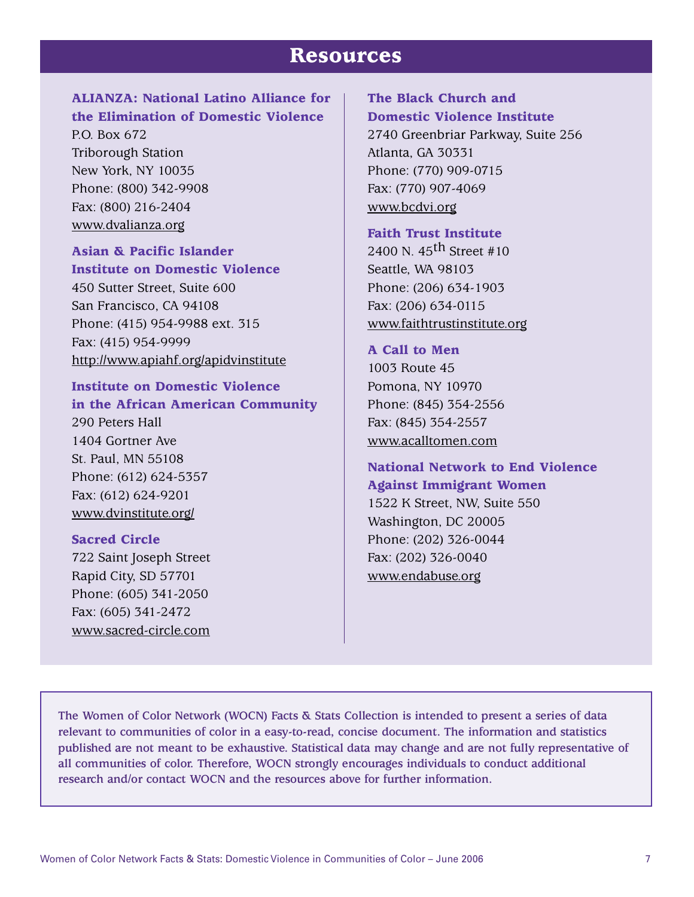# Resources

**ALIANZA: National Latino Alliance for the Elimination of Domestic Violence**
P.O. Box 672
Triborough Station
New York, NY 10035
Phone: (800) 342-9908
Fax: (800) 216-2404
www.dvalianza.org

**Asian & Pacific Islander Institute on Domestic Violence**
450 Sutter Street, Suite 600
San Francisco, CA 94108
Phone: (415) 954-9988 ext. 315
Fax: (415) 954-9999
http://www.apiahf.org/apidvinstitute

**Institute on Domestic Violence in the African American Community**
290 Peters Hall
1404 Gortner Ave
St. Paul, MN 55108
Phone: (612) 624-5357
Fax: (612) 624-9201
www.dvinstitute.org/

**Sacred Circle**
722 Saint Joseph Street
Rapid City, SD 57701
Phone: (605) 341-2050
Fax: (605) 341-2472
www.sacred-circle.com

**The Black Church and Domestic Violence Institute**
2740 Greenbriar Parkway, Suite 256
Atlanta, GA 30331
Phone: (770) 909-0715
Fax: (770) 907-4069
www.bcdvi.org

**Faith Trust Institute**
2400 N. 45th Street #10
Seattle, WA 98103
Phone: (206) 634-1903
Fax: (206) 634-0115
www.faithtrustinstitute.org

**A Call to Men**
1003 Route 45
Pomona, NY 10970
Phone: (845) 354-2556
Fax: (845) 354-2557
www.acalltomen.com

**National Network to End Violence Against Immigrant Women**
1522 K Street, NW, Suite 550
Washington, DC 20005
Phone: (202) 326-0044
Fax: (202) 326-0040
www.endabuse.org

The Women of Color Network (WOCN) Facts & Stats Collection is intended to present a series of data relevant to communities of color in a easy-to-read, concise document. The information and statistics published are not meant to be exhaustive. Statistical data may change and are not fully representative of all communities of color. Therefore, WOCN strongly encourages individuals to conduct additional research and/or contact WOCN and the resources above for further information.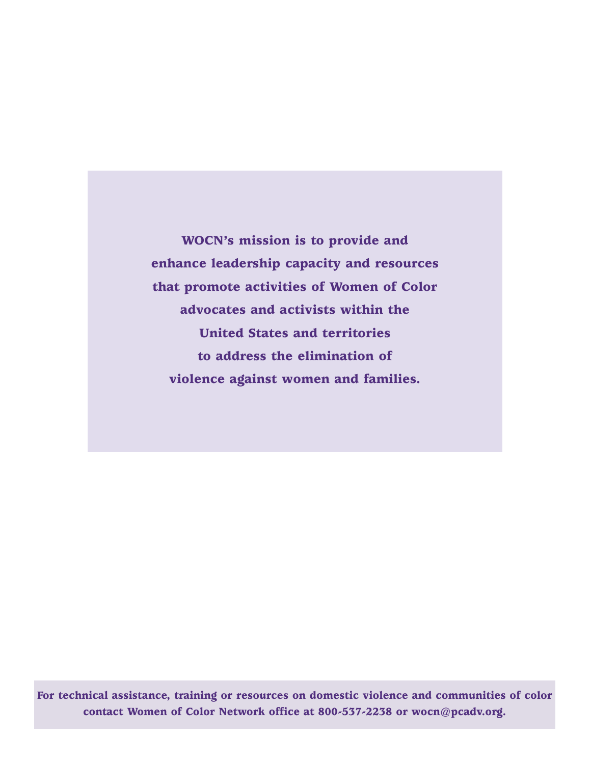**WOCN's mission is to provide and enhance leadership capacity and resources that promote activities of Women of Color advocates and activists within the United States and territories to address the elimination of violence against women and families.**

**For technical assistance, training or resources on domestic violence and communities of color contact Women of Color Network office at 800-537-2238 or wocn@pcadv.org.**